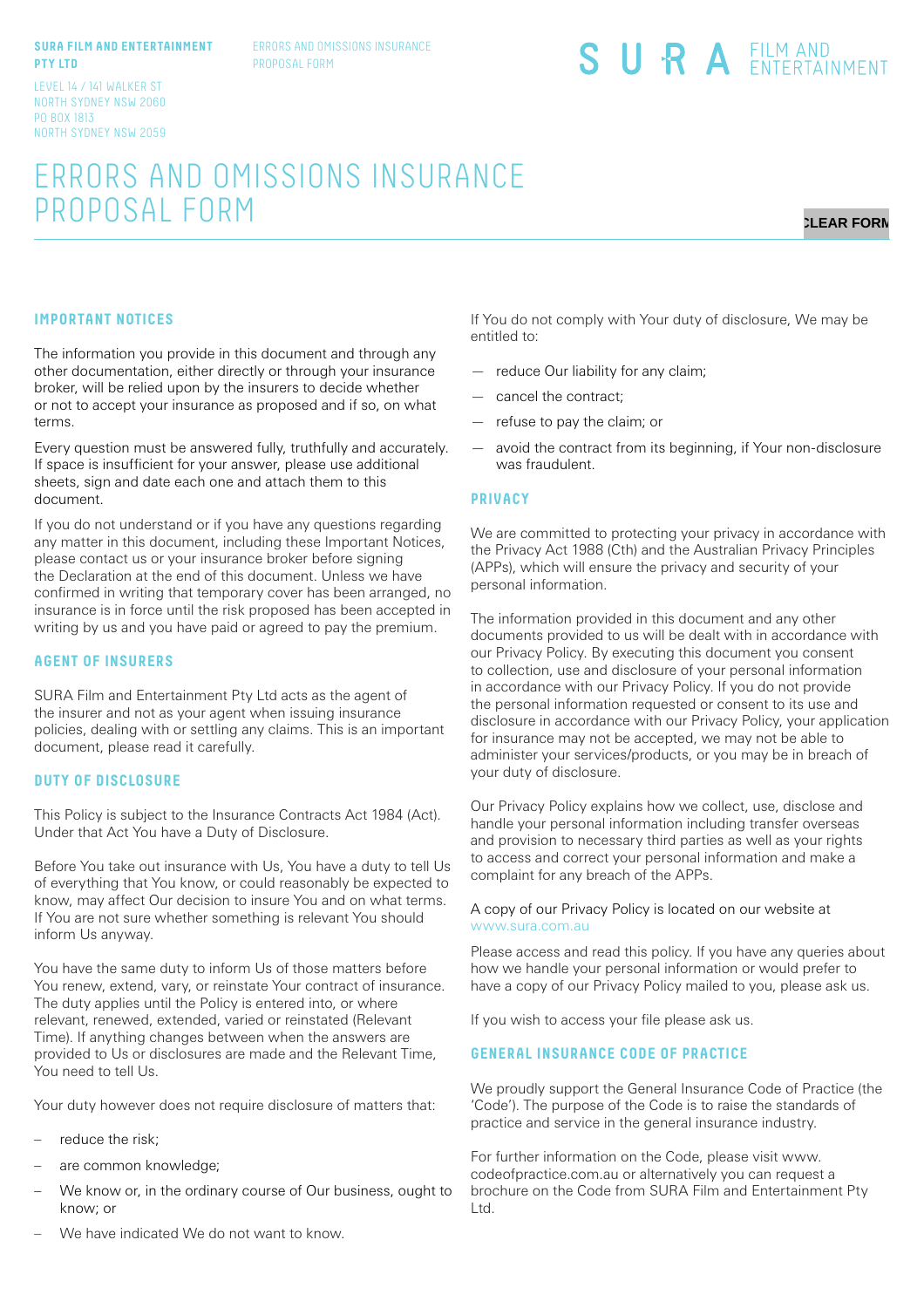**SURA FILM AND ENTERTAINMENT PTY LTD**

LEVEL 14 / 141 WALKER ST
NORTH SYDNEY NSW 2060
PO BOX 1813
NORTH SYDNEY NSW 2059

ERRORS AND OMISSIONS INSURANCE PROPOSAL FORM

SURA FILM AND ENTERTAINMENT

# ERRORS AND OMISSIONS INSURANCE PROPOSAL FORM

CLEAR FORM

## IMPORTANT NOTICES

The information you provide in this document and through any other documentation, either directly or through your insurance broker, will be relied upon by the insurers to decide whether or not to accept your insurance as proposed and if so, on what terms.

Every question must be answered fully, truthfully and accurately. If space is insufficient for your answer, please use additional sheets, sign and date each one and attach them to this document.

If you do not understand or if you have any questions regarding any matter in this document, including these Important Notices, please contact us or your insurance broker before signing the Declaration at the end of this document. Unless we have confirmed in writing that temporary cover has been arranged, no insurance is in force until the risk proposed has been accepted in writing by us and you have paid or agreed to pay the premium.

## AGENT OF INSURERS

SURA Film and Entertainment Pty Ltd acts as the agent of the insurer and not as your agent when issuing insurance policies, dealing with or settling any claims. This is an important document, please read it carefully.

## DUTY OF DISCLOSURE

This Policy is subject to the Insurance Contracts Act 1984 (Act). Under that Act You have a Duty of Disclosure.

Before You take out insurance with Us, You have a duty to tell Us of everything that You know, or could reasonably be expected to know, may affect Our decision to insure You and on what terms. If You are not sure whether something is relevant You should inform Us anyway.

You have the same duty to inform Us of those matters before You renew, extend, vary, or reinstate Your contract of insurance. The duty applies until the Policy is entered into, or where relevant, renewed, extended, varied or reinstated (Relevant Time). If anything changes between when the answers are provided to Us or disclosures are made and the Relevant Time, You need to tell Us.

Your duty however does not require disclosure of matters that:

- reduce the risk;
- are common knowledge;
- We know or, in the ordinary course of Our business, ought to know; or
- We have indicated We do not want to know.

If You do not comply with Your duty of disclosure, We may be entitled to:

- reduce Our liability for any claim;
- cancel the contract;
- refuse to pay the claim; or
- avoid the contract from its beginning, if Your non-disclosure was fraudulent.

## PRIVACY

We are committed to protecting your privacy in accordance with the Privacy Act 1988 (Cth) and the Australian Privacy Principles (APPs), which will ensure the privacy and security of your personal information.

The information provided in this document and any other documents provided to us will be dealt with in accordance with our Privacy Policy. By executing this document you consent to collection, use and disclosure of your personal information in accordance with our Privacy Policy. If you do not provide the personal information requested or consent to its use and disclosure in accordance with our Privacy Policy, your application for insurance may not be accepted, we may not be able to administer your services/products, or you may be in breach of your duty of disclosure.

Our Privacy Policy explains how we collect, use, disclose and handle your personal information including transfer overseas and provision to necessary third parties as well as your rights to access and correct your personal information and make a complaint for any breach of the APPs.

A copy of our Privacy Policy is located on our website at www.sura.com.au

Please access and read this policy. If you have any queries about how we handle your personal information or would prefer to have a copy of our Privacy Policy mailed to you, please ask us.

If you wish to access your file please ask us.

## GENERAL INSURANCE CODE OF PRACTICE

We proudly support the General Insurance Code of Practice (the 'Code'). The purpose of the Code is to raise the standards of practice and service in the general insurance industry.

For further information on the Code, please visit www.codeofpractice.com.au or alternatively you can request a brochure on the Code from SURA Film and Entertainment Pty Ltd.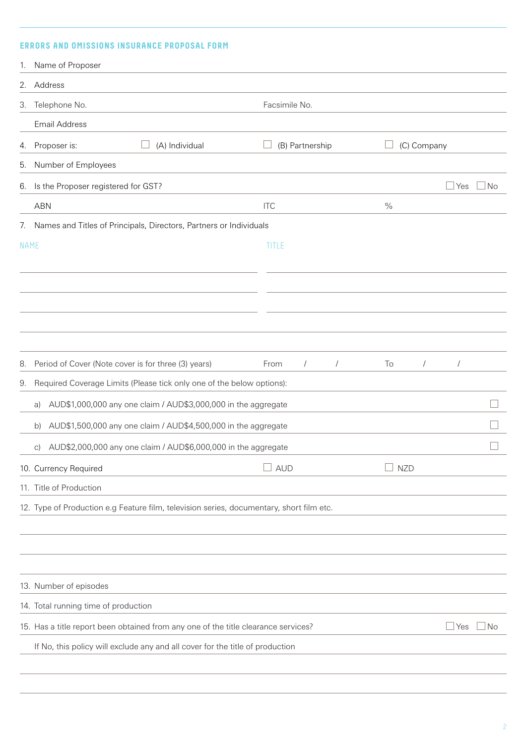## ERRORS AND OMISSIONS INSURANCE PROPOSAL FORM

1. Name of Proposer

2. Address

3. Telephone No. Facsimile No.

   Email Address

4. Proposer is: ☐ (A) Individual ☐ (B) Partnership ☐ (C) Company

5. Number of Employees

6. Is the Proposer registered for GST? ☐ Yes ☐ No

   ABN ITC %

7. Names and Titles of Principals, Directors, Partners or Individuals

| NAME | TITLE |
|---|---|
| | |
| | |
| | |
| | |

8. Period of Cover (Note cover is for three (3) years) From / / To / /

9. Required Coverage Limits (Please tick only one of the below options):

   a) AUD$1,000,000 any one claim / AUD$3,000,000 in the aggregate ☐

   b) AUD$1,500,000 any one claim / AUD$4,500,000 in the aggregate ☐

   c) AUD$2,000,000 any one claim / AUD$6,000,000 in the aggregate ☐

10. Currency Required ☐ AUD ☐ NZD

11. Title of Production

12. Type of Production e.g Feature film, television series, documentary, short film etc.

13. Number of episodes

14. Total running time of production

15. Has a title report been obtained from any one of the title clearance services? ☐ Yes ☐ No

    If No, this policy will exclude any and all cover for the title of production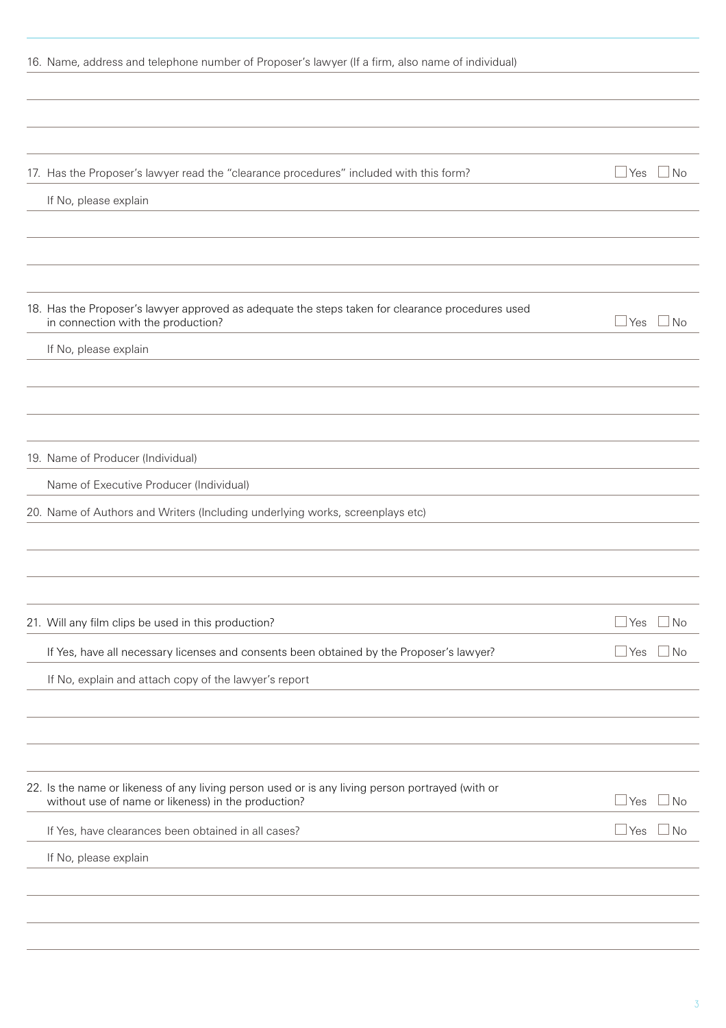16. Name, address and telephone number of Proposer's lawyer (If a firm, also name of individual)

17. Has the Proposer's lawyer read the "clearance procedures" included with this form? ☐ Yes ☐ No

If No, please explain

18. Has the Proposer's lawyer approved as adequate the steps taken for clearance procedures used in connection with the production? ☐ Yes ☐ No

If No, please explain

19. Name of Producer (Individual)

Name of Executive Producer (Individual)

20. Name of Authors and Writers (Including underlying works, screenplays etc)

21. Will any film clips be used in this production? ☐ Yes ☐ No

If Yes, have all necessary licenses and consents been obtained by the Proposer's lawyer? ☐ Yes ☐ No

If No, explain and attach copy of the lawyer's report

22. Is the name or likeness of any living person used or is any living person portrayed (with or without use of name or likeness) in the production? ☐ Yes ☐ No

If Yes, have clearances been obtained in all cases? ☐ Yes ☐ No

If No, please explain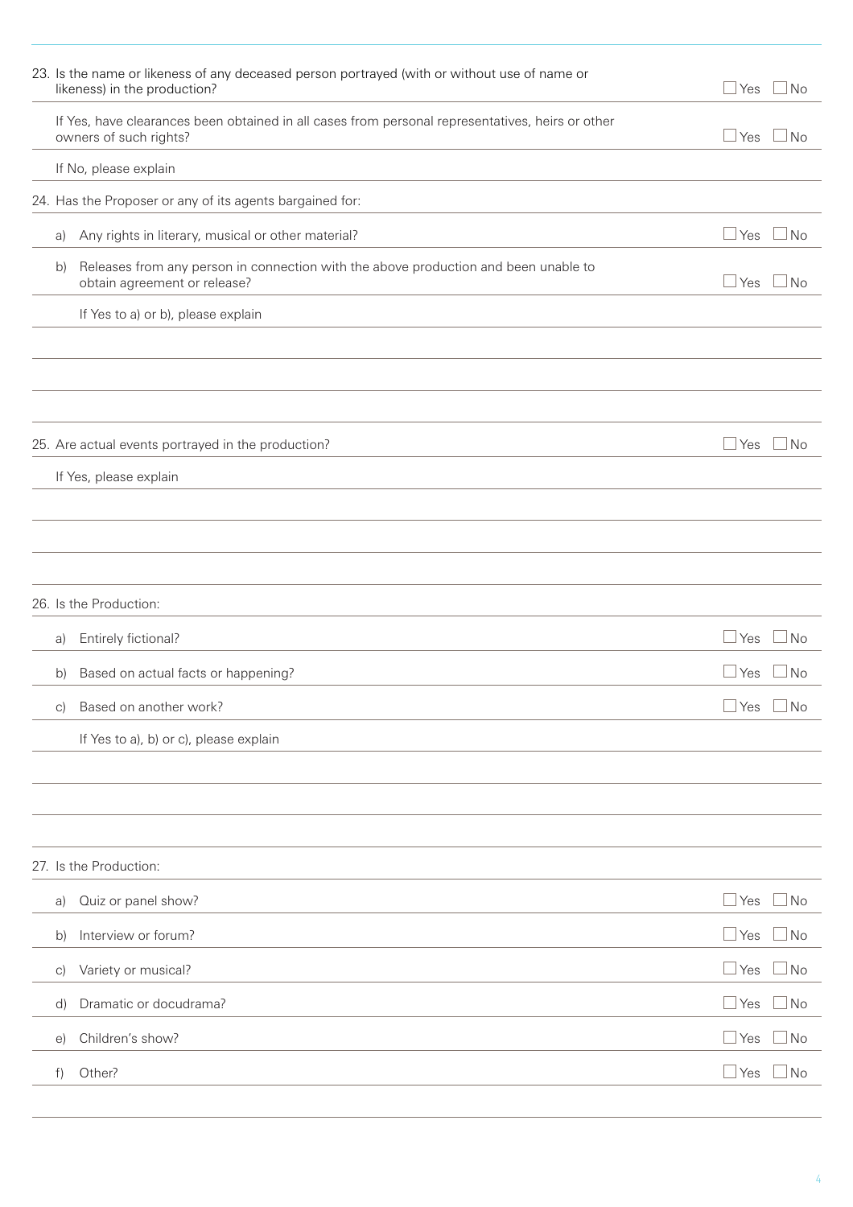23. Is the name or likeness of any deceased person portrayed (with or without use of name or likeness) in the production? ☐ Yes ☐ No

If Yes, have clearances been obtained in all cases from personal representatives, heirs or other owners of such rights? ☐ Yes ☐ No

If No, please explain

24. Has the Proposer or any of its agents bargained for:

a) Any rights in literary, musical or other material? ☐ Yes ☐ No

b) Releases from any person in connection with the above production and been unable to obtain agreement or release? ☐ Yes ☐ No

If Yes to a) or b), please explain

25. Are actual events portrayed in the production? ☐ Yes ☐ No

If Yes, please explain

26. Is the Production:

a) Entirely fictional? ☐ Yes ☐ No

b) Based on actual facts or happening? ☐ Yes ☐ No

c) Based on another work? ☐ Yes ☐ No

If Yes to a), b) or c), please explain

27. Is the Production:

a) Quiz or panel show? ☐ Yes ☐ No

b) Interview or forum? ☐ Yes ☐ No

c) Variety or musical? ☐ Yes ☐ No

d) Dramatic or docudrama? ☐ Yes ☐ No

e) Children's show? ☐ Yes ☐ No

f) Other? ☐ Yes ☐ No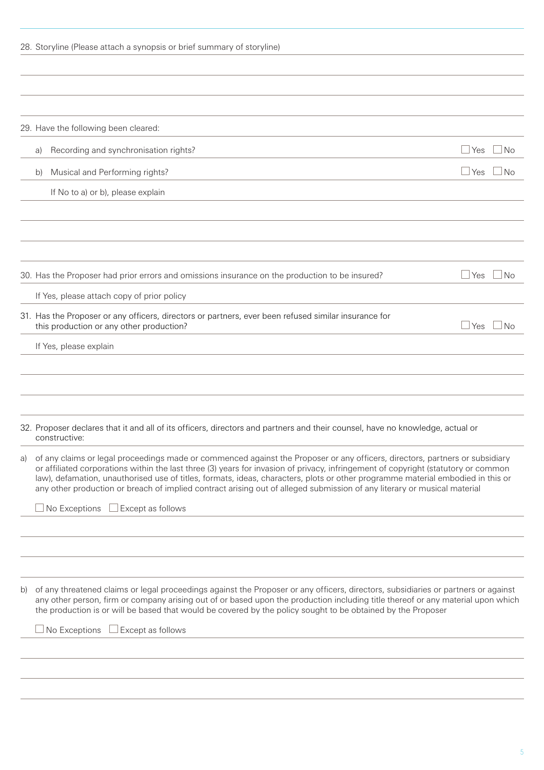28. Storyline (Please attach a synopsis or brief summary of storyline)

29. Have the following been cleared:

a) Recording and synchronisation rights? ☐ Yes ☐ No

b) Musical and Performing rights? ☐ Yes ☐ No

If No to a) or b), please explain

30. Has the Proposer had prior errors and omissions insurance on the production to be insured? ☐ Yes ☐ No

If Yes, please attach copy of prior policy

31. Has the Proposer or any officers, directors or partners, ever been refused similar insurance for this production or any other production? ☐ Yes ☐ No

If Yes, please explain

32. Proposer declares that it and all of its officers, directors and partners and their counsel, have no knowledge, actual or constructive:

a) of any claims or legal proceedings made or commenced against the Proposer or any officers, directors, partners or subsidiary or affiliated corporations within the last three (3) years for invasion of privacy, infringement of copyright (statutory or common law), defamation, unauthorised use of titles, formats, ideas, characters, plots or other programme material embodied in this or any other production or breach of implied contract arising out of alleged submission of any literary or musical material

☐ No Exceptions ☐ Except as follows

b) of any threatened claims or legal proceedings against the Proposer or any officers, directors, subsidiaries or partners or against any other person, firm or company arising out of or based upon the production including title thereof or any material upon which the production is or will be based that would be covered by the policy sought to be obtained by the Proposer

☐ No Exceptions ☐ Except as follows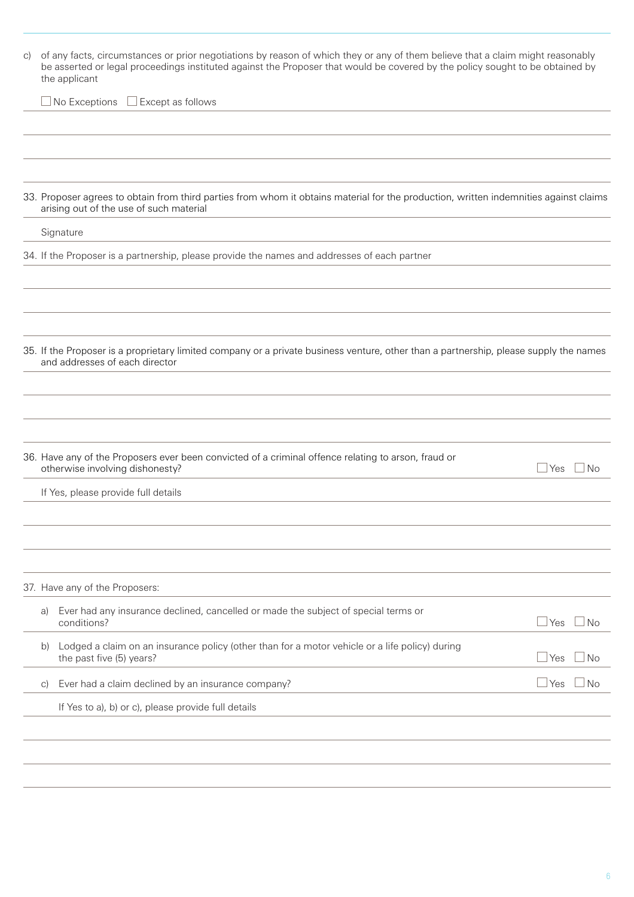c) of any facts, circumstances or prior negotiations by reason of which they or any of them believe that a claim might reasonably be asserted or legal proceedings instituted against the Proposer that would be covered by the policy sought to be obtained by the applicant

☐ No Exceptions ☐ Except as follows

33. Proposer agrees to obtain from third parties from whom it obtains material for the production, written indemnities against claims arising out of the use of such material

Signature

34. If the Proposer is a partnership, please provide the names and addresses of each partner

35. If the Proposer is a proprietary limited company or a private business venture, other than a partnership, please supply the names and addresses of each director

36. Have any of the Proposers ever been convicted of a criminal offence relating to arson, fraud or otherwise involving dishonesty? ☐ Yes ☐ No

If Yes, please provide full details

37. Have any of the Proposers:

a) Ever had any insurance declined, cancelled or made the subject of special terms or conditions? ☐ Yes ☐ No

b) Lodged a claim on an insurance policy (other than for a motor vehicle or a life policy) during the past five (5) years? ☐ Yes ☐ No

c) Ever had a claim declined by an insurance company? ☐ Yes ☐ No

If Yes to a), b) or c), please provide full details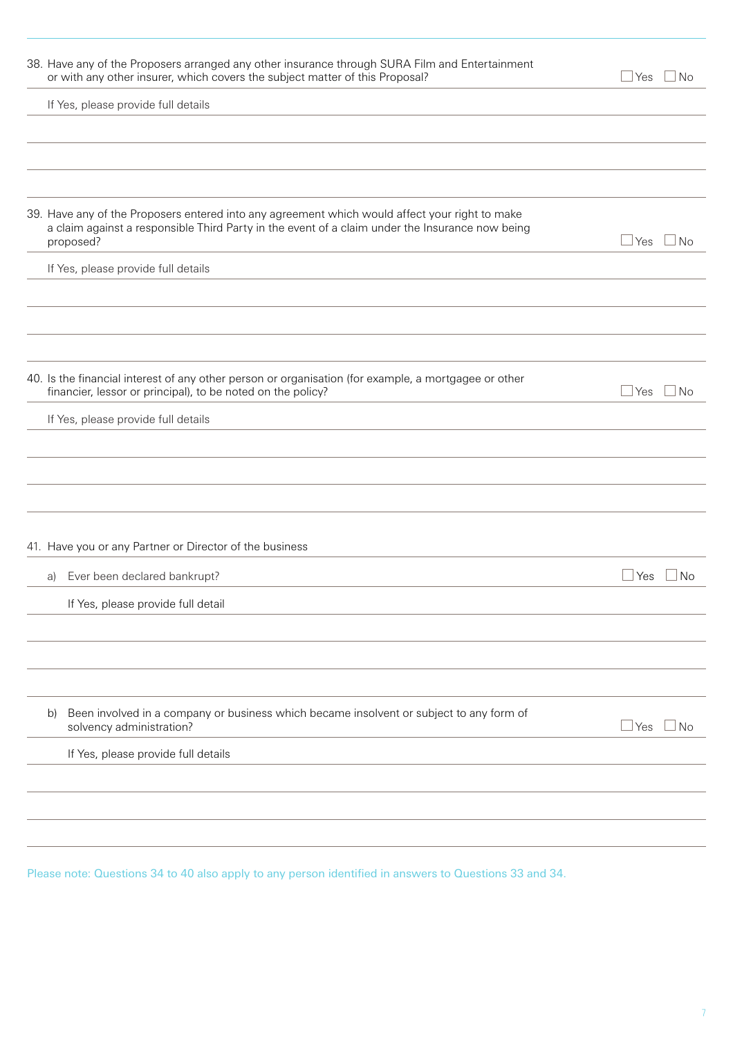38. Have any of the Proposers arranged any other insurance through SURA Film and Entertainment or with any other insurer, which covers the subject matter of this Proposal? ☐ Yes ☐ No

If Yes, please provide full details

39. Have any of the Proposers entered into any agreement which would affect your right to make a claim against a responsible Third Party in the event of a claim under the Insurance now being proposed? ☐ Yes ☐ No

If Yes, please provide full details

40. Is the financial interest of any other person or organisation (for example, a mortgagee or other financier, lessor or principal), to be noted on the policy? ☐ Yes ☐ No

If Yes, please provide full details

41. Have you or any Partner or Director of the business

a) Ever been declared bankrupt? ☐ Yes ☐ No

If Yes, please provide full detail

b) Been involved in a company or business which became insolvent or subject to any form of solvency administration? ☐ Yes ☐ No

If Yes, please provide full details

Please note: Questions 34 to 40 also apply to any person identified in answers to Questions 33 and 34.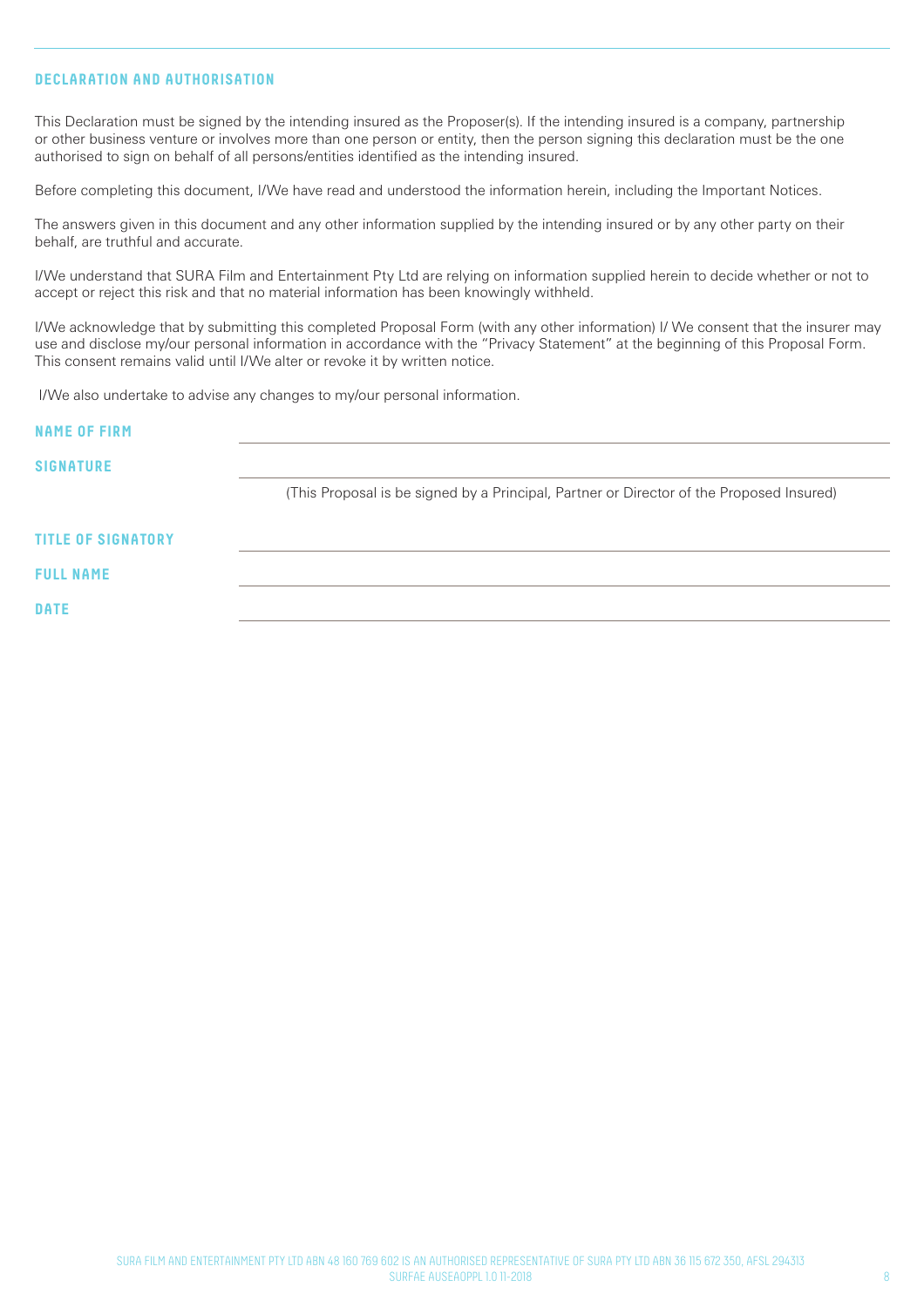## DECLARATION AND AUTHORISATION

This Declaration must be signed by the intending insured as the Proposer(s). If the intending insured is a company, partnership or other business venture or involves more than one person or entity, then the person signing this declaration must be the one authorised to sign on behalf of all persons/entities identified as the intending insured.

Before completing this document, I/We have read and understood the information herein, including the Important Notices.

The answers given in this document and any other information supplied by the intending insured or by any other party on their behalf, are truthful and accurate.

I/We understand that SURA Film and Entertainment Pty Ltd are relying on information supplied herein to decide whether or not to accept or reject this risk and that no material information has been knowingly withheld.

I/We acknowledge that by submitting this completed Proposal Form (with any other information) I/ We consent that the insurer may use and disclose my/our personal information in accordance with the "Privacy Statement" at the beginning of this Proposal Form. This consent remains valid until I/We alter or revoke it by written notice.

I/We also undertake to advise any changes to my/our personal information.

**NAME OF FIRM** \_\_\_\_\_\_\_\_\_\_\_\_\_\_\_\_\_\_\_\_\_\_\_\_\_\_\_\_\_\_\_\_\_\_\_\_\_\_\_\_

**SIGNATURE** \_\_\_\_\_\_\_\_\_\_\_\_\_\_\_\_\_\_\_\_\_\_\_\_\_\_\_\_\_\_\_\_\_\_\_\_\_\_\_\_

(This Proposal is be signed by a Principal, Partner or Director of the Proposed Insured)

**TITLE OF SIGNATORY** \_\_\_\_\_\_\_\_\_\_\_\_\_\_\_\_\_\_\_\_\_\_\_\_\_\_\_\_\_\_\_\_\_\_\_\_\_\_\_\_

**FULL NAME** \_\_\_\_\_\_\_\_\_\_\_\_\_\_\_\_\_\_\_\_\_\_\_\_\_\_\_\_\_\_\_\_\_\_\_\_\_\_\_\_

**DATE** \_\_\_\_\_\_\_\_\_\_\_\_\_\_\_\_\_\_\_\_\_\_\_\_\_\_\_\_\_\_\_\_\_\_\_\_\_\_\_\_

SURA FILM AND ENTERTAINMENT PTY LTD ABN 48 160 769 602 IS AN AUTHORISED REPRESENTATIVE OF SURA PTY LTD ABN 36 115 672 350, AFSL 294313
SURFAE AUSEAOPPL 1.0 11-2018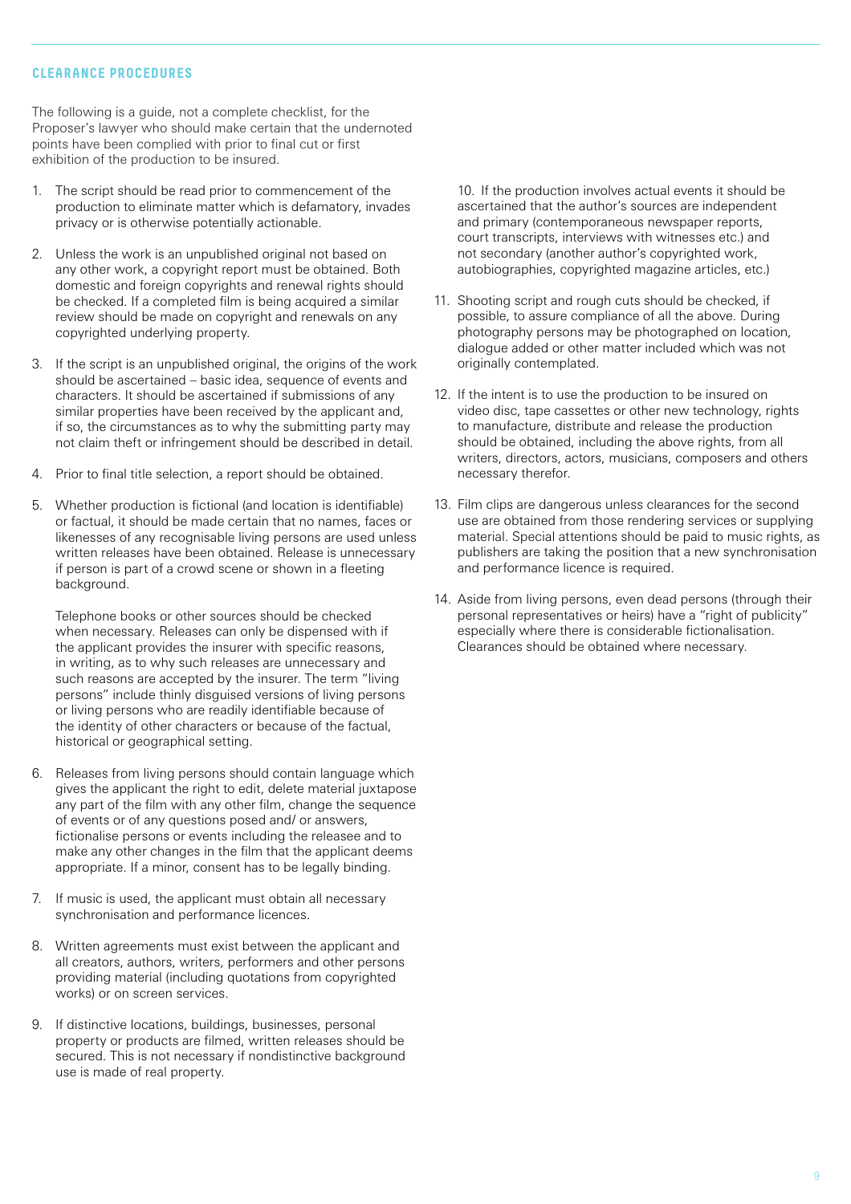## CLEARANCE PROCEDURES

The following is a guide, not a complete checklist, for the Proposer's lawyer who should make certain that the undernoted points have been complied with prior to final cut or first exhibition of the production to be insured.

1. The script should be read prior to commencement of the production to eliminate matter which is defamatory, invades privacy or is otherwise potentially actionable.

2. Unless the work is an unpublished original not based on any other work, a copyright report must be obtained. Both domestic and foreign copyrights and renewal rights should be checked. If a completed film is being acquired a similar review should be made on copyright and renewals on any copyrighted underlying property.

3. If the script is an unpublished original, the origins of the work should be ascertained – basic idea, sequence of events and characters. It should be ascertained if submissions of any similar properties have been received by the applicant and, if so, the circumstances as to why the submitting party may not claim theft or infringement should be described in detail.

4. Prior to final title selection, a report should be obtained.

5. Whether production is fictional (and location is identifiable) or factual, it should be made certain that no names, faces or likenesses of any recognisable living persons are used unless written releases have been obtained. Release is unnecessary if person is part of a crowd scene or shown in a fleeting background.

   Telephone books or other sources should be checked when necessary. Releases can only be dispensed with if the applicant provides the insurer with specific reasons, in writing, as to why such releases are unnecessary and such reasons are accepted by the insurer. The term "living persons" include thinly disguised versions of living persons or living persons who are readily identifiable because of the identity of other characters or because of the factual, historical or geographical setting.

6. Releases from living persons should contain language which gives the applicant the right to edit, delete material juxtapose any part of the film with any other film, change the sequence of events or of any questions posed and/ or answers, fictionalise persons or events including the releasee and to make any other changes in the film that the applicant deems appropriate. If a minor, consent has to be legally binding.

7. If music is used, the applicant must obtain all necessary synchronisation and performance licences.

8. Written agreements must exist between the applicant and all creators, authors, writers, performers and other persons providing material (including quotations from copyrighted works) or on screen services.

9. If distinctive locations, buildings, businesses, personal property or products are filmed, written releases should be secured. This is not necessary if nondistinctive background use is made of real property.

10. If the production involves actual events it should be ascertained that the author's sources are independent and primary (contemporaneous newspaper reports, court transcripts, interviews with witnesses etc.) and not secondary (another author's copyrighted work, autobiographies, copyrighted magazine articles, etc.)

11. Shooting script and rough cuts should be checked, if possible, to assure compliance of all the above. During photography persons may be photographed on location, dialogue added or other matter included which was not originally contemplated.

12. If the intent is to use the production to be insured on video disc, tape cassettes or other new technology, rights to manufacture, distribute and release the production should be obtained, including the above rights, from all writers, directors, actors, musicians, composers and others necessary therefor.

13. Film clips are dangerous unless clearances for the second use are obtained from those rendering services or supplying material. Special attentions should be paid to music rights, as publishers are taking the position that a new synchronisation and performance licence is required.

14. Aside from living persons, even dead persons (through their personal representatives or heirs) have a "right of publicity" especially where there is considerable fictionalisation. Clearances should be obtained where necessary.